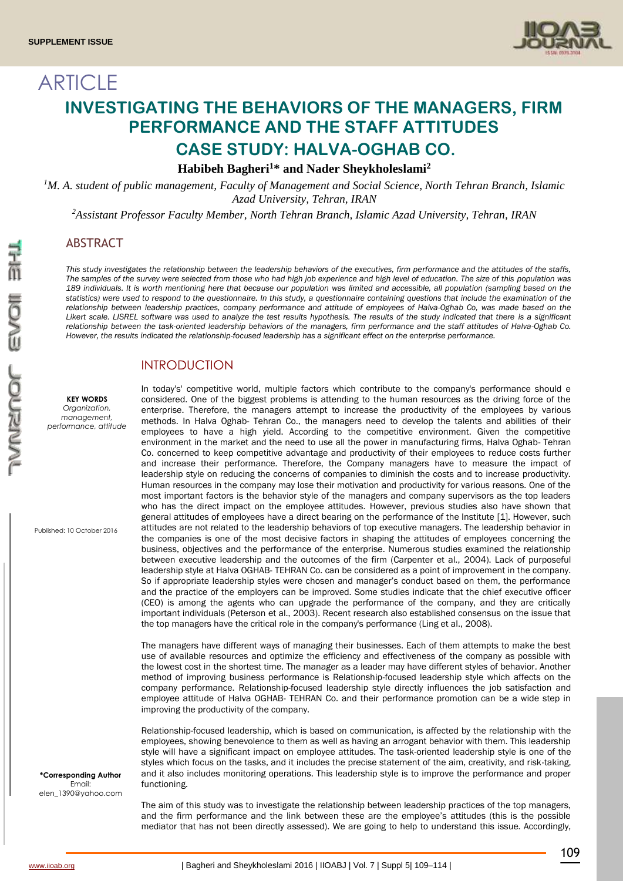SUPPLEMENT ISSUE

# ARTICLE

# INVESTIGATING THE BEHAVIORS OF THE MANAGERS, FIRM PERFORMANCE AND THE STAFF ATTITUDES CASE STUDY: HALVA-OGHAB CO.

**Habibeh Bagheri[1]* and Nader Sheykholeslami[2]**

[1]*M. A. student of public management, Faculty of Management and Social Science, North Tehran Branch, Islamic Azad University, Tehran, IRAN*

[2]*Assistant Professor Faculty Member, North Tehran Branch, Islamic Azad University, Tehran, IRAN*

## ABSTRACT

*This study investigates the relationship between the leadership behaviors of the executives, firm performance and the attitudes of the staffs, The samples of the survey were selected from those who had high job experience and high level of education. The size of this population was 189 individuals. It is worth mentioning here that because our population was limited and accessible, all population (sampling based on the statistics) were used to respond to the questionnaire. In this study, a questionnaire containing questions that include the examination of the relationship between leadership practices, company performance and attitude of employees of Halva-Oghab Co, was made based on the Likert scale. LISREL software was used to analyze the test results hypothesis. The results of the study indicated that there is a significant relationship between the task-oriented leadership behaviors of the managers, firm performance and the staff attitudes of Halva-Oghab Co. However, the results indicated the relationship-focused leadership has a significant effect on the enterprise performance.*

**KEY WORDS**
*Organization, management, performance, attitude*

Published: 10 October 2016

\*Corresponding Author
Email: elen_1390@yahoo.com

## INTRODUCTION

In today's' competitive world, multiple factors which contribute to the company's performance should e considered. One of the biggest problems is attending to the human resources as the driving force of the enterprise. Therefore, the managers attempt to increase the productivity of the employees by various methods. In Halva Oghab- Tehran Co., the managers need to develop the talents and abilities of their employees to have a high yield. According to the competitive environment. Given the competitive environment in the market and the need to use all the power in manufacturing firms, Halva Oghab- Tehran Co. concerned to keep competitive advantage and productivity of their employees to reduce costs further and increase their performance. Therefore, the Company managers have to measure the impact of leadership style on reducing the concerns of companies to diminish the costs and to increase productivity. Human resources in the company may lose their motivation and productivity for various reasons. One of the most important factors is the behavior style of the managers and company supervisors as the top leaders who has the direct impact on the employee attitudes. However, previous studies also have shown that general attitudes of employees have a direct bearing on the performance of the Institute [1]. However, such attitudes are not related to the leadership behaviors of top executive managers. The leadership behavior in the companies is one of the most decisive factors in shaping the attitudes of employees concerning the business, objectives and the performance of the enterprise. Numerous studies examined the relationship between executive leadership and the outcomes of the firm (Carpenter et al., 2004). Lack of purposeful leadership style at Halva OGHAB- TEHRAN Co. can be considered as a point of improvement in the company. So if appropriate leadership styles were chosen and manager's conduct based on them, the performance and the practice of the employers can be improved. Some studies indicate that the chief executive officer (CEO) is among the agents who can upgrade the performance of the company, and they are critically important individuals (Peterson et al., 2003). Recent research also established consensus on the issue that the top managers have the critical role in the company's performance (Ling et al., 2008).

The managers have different ways of managing their businesses. Each of them attempts to make the best use of available resources and optimize the efficiency and effectiveness of the company as possible with the lowest cost in the shortest time. The manager as a leader may have different styles of behavior. Another method of improving business performance is Relationship-focused leadership style which affects on the company performance. Relationship-focused leadership style directly influences the job satisfaction and employee attitude of Halva OGHAB- TEHRAN Co. and their performance promotion can be a wide step in improving the productivity of the company.

Relationship-focused leadership, which is based on communication, is affected by the relationship with the employees, showing benevolence to them as well as having an arrogant behavior with them. This leadership style will have a significant impact on employee attitudes. The task-oriented leadership style is one of the styles which focus on the tasks, and it includes the precise statement of the aim, creativity, and risk-taking, and it also includes monitoring operations. This leadership style is to improve the performance and proper functioning.

The aim of this study was to investigate the relationship between leadership practices of the top managers, and the firm performance and the link between these are the employee's attitudes (this is the possible mediator that has not been directly assessed). We are going to help to understand this issue. Accordingly,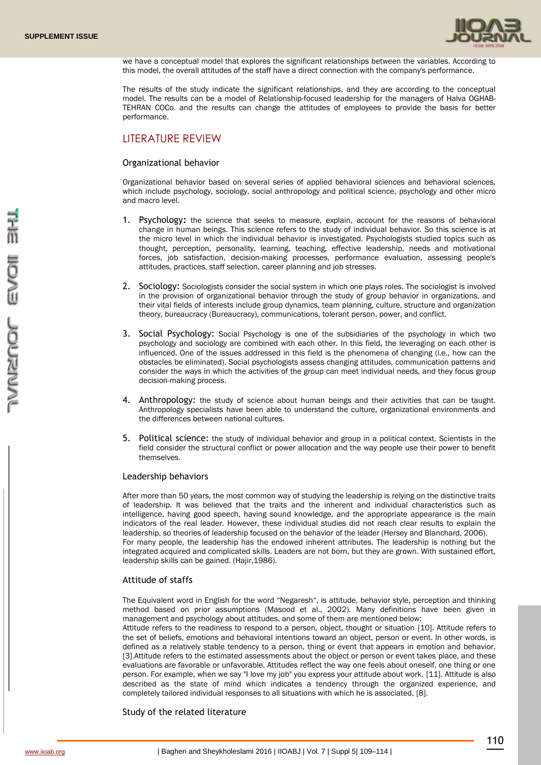we have a conceptual model that explores the significant relationships between the variables. According to this model, the overall attitudes of the staff have a direct connection with the company's performance.

The results of the study indicate the significant relationships, and they are according to the conceptual model. The results can be a model of Relationship-focused leadership for the managers of Halva OGHAB-TEHRAN COCo. and the results can change the attitudes of employees to provide the basis for better performance.

## LITERATURE REVIEW

### Organizational behavior

Organizational behavior based on several series of applied behavioral sciences and behavioral sciences, which include psychology, sociology, social anthropology and political science, psychology and other micro and macro level.

1. **Psychology:** the science that seeks to measure, explain, account for the reasons of behavioral change in human beings. This science refers to the study of individual behavior. So this science is at the micro level in which the individual behavior is investigated. Psychologists studied topics such as thought, perception, personality, learning, teaching, effective leadership, needs and motivational forces, job satisfaction, decision-making processes, performance evaluation, assessing people's attitudes, practices, staff selection, career planning and job stresses.

2. **Sociology:** Sociologists consider the social system in which one plays roles. The sociologist is involved in the provision of organizational behavior through the study of group behavior in organizations, and their vital fields of interests include group dynamics, team planning, culture, structure and organization theory, bureaucracy (Bureaucracy), communications, tolerant person, power, and conflict.

3. **Social Psychology:** Social Psychology is one of the subsidiaries of the psychology in which two psychology and sociology are combined with each other. In this field, the leveraging on each other is influenced. One of the issues addressed in this field is the phenomena of changing (i.e., how can the obstacles be eliminated). Social psychologists assess changing attitudes, communication patterns and consider the ways in which the activities of the group can meet individual needs, and they focus group decision-making process.

4. **Anthropology:** the study of science about human beings and their activities that can be taught. Anthropology specialists have been able to understand the culture, organizational environments and the differences between national cultures.

5. **Political science:** the study of individual behavior and group in a political context. Scientists in the field consider the structural conflict or power allocation and the way people use their power to benefit themselves.

### Leadership behaviors

After more than 50 years, the most common way of studying the leadership is relying on the distinctive traits of leadership. It was believed that the traits and the inherent and individual characteristics such as intelligence, having good speech, having sound knowledge, and the appropriate appearance is the main indicators of the real leader. However, these individual studies did not reach clear results to explain the leadership, so theories of leadership focused on the behavior of the leader (Hersey and Blanchard, 2006).
For many people, the leadership has the endowed inherent attributes. The leadership is nothing but the integrated acquired and complicated skills. Leaders are not born, but they are grown. With sustained effort, leadership skills can be gained. (Hajir,1986).

### Attitude of staffs

The Equivalent word in English for the word "Negaresh", is attitude, behavior style, perception and thinking method based on prior assumptions (Masood et al., 2002). Many definitions have been given in management and psychology about attitudes, and some of them are mentioned below:
Attitude refers to the readiness to respond to a person, object, thought or situation [10]. Attitude refers to the set of beliefs, emotions and behavioral intentions toward an object, person or event. In other words, is defined as a relatively stable tendency to a person, thing or event that appears in emotion and behavior. [3].Attitude refers to the estimated assessments about the object or person or event takes place, and these evaluations are favorable or unfavorable. Attitudes reflect the way one feels about oneself, one thing or one person. For example, when we say "I love my job" you express your attitude about work. [11]. Attitude is also described as the state of mind which indicates a tendency through the organized experience, and completely tailored individual responses to all situations with which he is associated, [8].

### Study of the related literature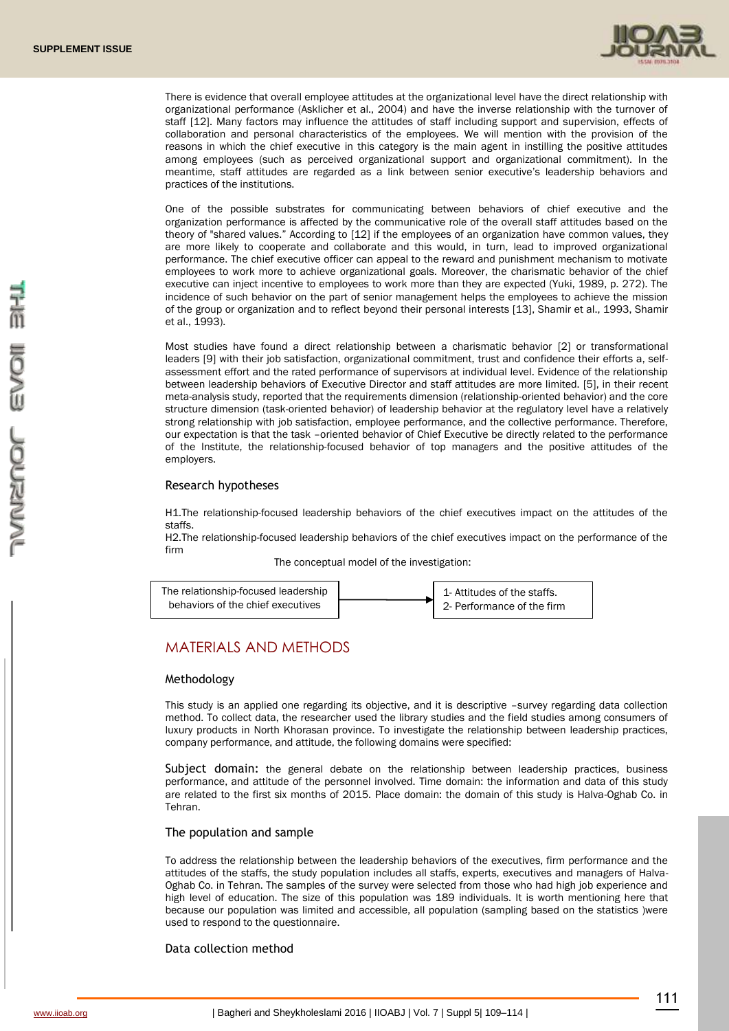There is evidence that overall employee attitudes at the organizational level have the direct relationship with organizational performance (Asklicher et al., 2004) and have the inverse relationship with the turnover of staff [12]. Many factors may influence the attitudes of staff including support and supervision, effects of collaboration and personal characteristics of the employees. We will mention with the provision of the reasons in which the chief executive in this category is the main agent in instilling the positive attitudes among employees (such as perceived organizational support and organizational commitment). In the meantime, staff attitudes are regarded as a link between senior executive's leadership behaviors and practices of the institutions.

One of the possible substrates for communicating between behaviors of chief executive and the organization performance is affected by the communicative role of the overall staff attitudes based on the theory of "shared values." According to [12] if the employees of an organization have common values, they are more likely to cooperate and collaborate and this would, in turn, lead to improved organizational performance. The chief executive officer can appeal to the reward and punishment mechanism to motivate employees to work more to achieve organizational goals. Moreover, the charismatic behavior of the chief executive can inject incentive to employees to work more than they are expected (Yuki, 1989, p. 272). The incidence of such behavior on the part of senior management helps the employees to achieve the mission of the group or organization and to reflect beyond their personal interests [13], Shamir et al., 1993, Shamir et al., 1993).

Most studies have found a direct relationship between a charismatic behavior [2] or transformational leaders [9] with their job satisfaction, organizational commitment, trust and confidence their efforts a, self-assessment effort and the rated performance of supervisors at individual level. Evidence of the relationship between leadership behaviors of Executive Director and staff attitudes are more limited. [5], in their recent meta-analysis study, reported that the requirements dimension (relationship-oriented behavior) and the core structure dimension (task-oriented behavior) of leadership behavior at the regulatory level have a relatively strong relationship with job satisfaction, employee performance, and the collective performance. Therefore, our expectation is that the task –oriented behavior of Chief Executive be directly related to the performance of the Institute, the relationship-focused behavior of top managers and the positive attitudes of the employers.

### Research hypotheses

H1.The relationship-focused leadership behaviors of the chief executives impact on the attitudes of the staffs.

H2.The relationship-focused leadership behaviors of the chief executives impact on the performance of the firm

The conceptual model of the investigation:

The relationship-focused leadership behaviors of the chief executives → 1- Attitudes of the staffs. 2- Performance of the firm

## MATERIALS AND METHODS

### Methodology

This study is an applied one regarding its objective, and it is descriptive –survey regarding data collection method. To collect data, the researcher used the library studies and the field studies among consumers of luxury products in North Khorasan province. To investigate the relationship between leadership practices, company performance, and attitude, the following domains were specified:

Subject domain: the general debate on the relationship between leadership practices, business performance, and attitude of the personnel involved. Time domain: the information and data of this study are related to the first six months of 2015. Place domain: the domain of this study is Halva-Oghab Co. in Tehran.

### The population and sample

To address the relationship between the leadership behaviors of the executives, firm performance and the attitudes of the staffs, the study population includes all staffs, experts, executives and managers of Halva-Oghab Co. in Tehran. The samples of the survey were selected from those who had high job experience and high level of education. The size of this population was 189 individuals. It is worth mentioning here that because our population was limited and accessible, all population (sampling based on the statistics )were used to respond to the questionnaire.

### Data collection method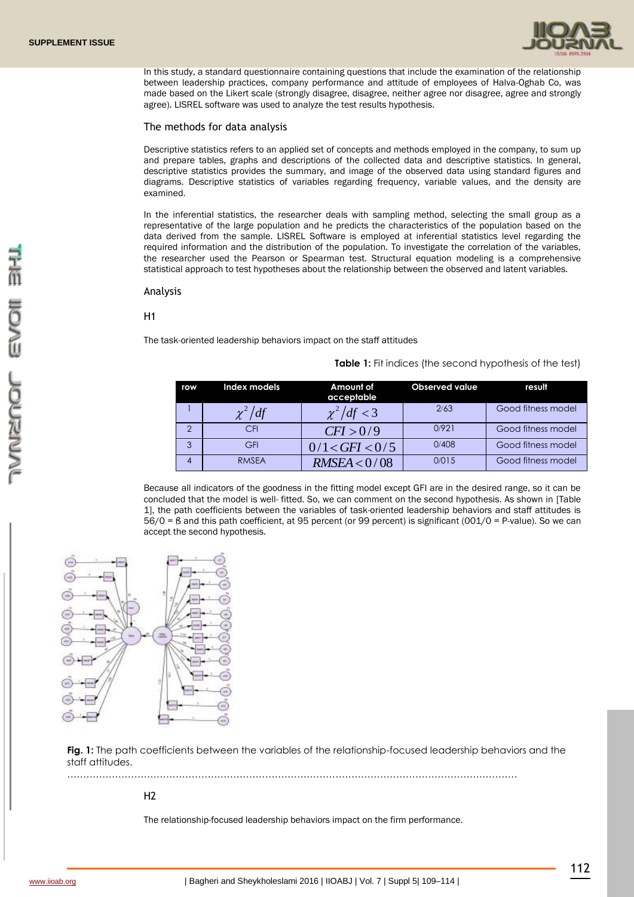In this study, a standard questionnaire containing questions that include the examination of the relationship between leadership practices, company performance and attitude of employees of Halva-Oghab Co, was made based on the Likert scale (strongly disagree, disagree, neither agree nor disagree, agree and strongly agree). LISREL software was used to analyze the test results hypothesis.

## The methods for data analysis

Descriptive statistics refers to an applied set of concepts and methods employed in the company, to sum up and prepare tables, graphs and descriptions of the collected data and descriptive statistics. In general, descriptive statistics provides the summary, and image of the observed data using standard figures and diagrams. Descriptive statistics of variables regarding frequency, variable values, and the density are examined.

In the inferential statistics, the researcher deals with sampling method, selecting the small group as a representative of the large population and he predicts the characteristics of the population based on the data derived from the sample. LISREL Software is employed at inferential statistics level regarding the required information and the distribution of the population. To investigate the correlation of the variables, the researcher used the Pearson or Spearman test. Structural equation modeling is a comprehensive statistical approach to test hypotheses about the relationship between the observed and latent variables.

## Analysis

### H1

The task-oriented leadership behaviors impact on the staff attitudes

**Table 1:** Fit indices (the second hypothesis of the test)

| row | Index models | Amount of acceptable | Observed value | result |
|---|---|---|---|---|
| 1 | $\chi^2/df$ | $\chi^2/df < 3$ | 2/63 | Good fitness model |
| 2 | CFI | $CFI > 0/9$ | 0/921 | Good fitness model |
| 3 | GFI | $0/1 < GFI < 0/5$ | 0/408 | Good fitness model |
| 4 | RMSEA | $RMSEA < 0/08$ | 0/015 | Good fitness model |

Because all indicators of the goodness in the fitting model except GFI are in the desired range, so it can be concluded that the model is well- fitted. So, we can comment on the second hypothesis. As shown in [Table 1], the path coefficients between the variables of task-oriented leadership behaviors and staff attitudes is 56/0 = ß and this path coefficient, at 95 percent (or 99 percent) is significant (001/0 = P-value). So we can accept the second hypothesis.

**Fig. 1:** The path coefficients between the variables of the relationship-focused leadership behaviors and the staff attitudes.

.......................................................................................................................................

### H2

The relationship-focused leadership behaviors impact on the firm performance.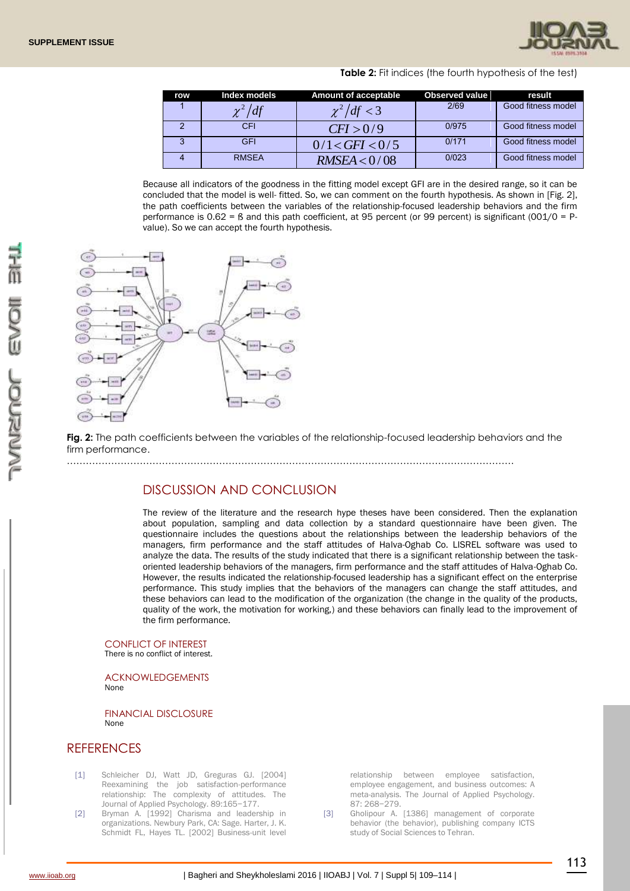**Table 2:** Fit indices (the fourth hypothesis of the test)

| row | Index models | Amount of acceptable | Observed value | result |
|---|---|---|---|---|
| 1 | $\chi^2/df$ | $\chi^2/df < 3$ | 2/69 | Good fitness model |
| 2 | CFI | $CFI > 0/9$ | 0/975 | Good fitness model |
| 3 | GFI | $0/1 < GFI < 0/5$ | 0/171 | Good fitness model |
| 4 | RMSEA | $RMSEA < 0/08$ | 0/023 | Good fitness model |

Because all indicators of the goodness in the fitting model except GFI are in the desired range, so it can be concluded that the model is well- fitted. So, we can comment on the fourth hypothesis. As shown in [Fig. 2], the path coefficients between the variables of the relationship-focused leadership behaviors and the firm performance is 0.62 = ß and this path coefficient, at 95 percent (or 99 percent) is significant (001/0 = P-value). So we can accept the fourth hypothesis.

**Fig. 2:** The path coefficients between the variables of the relationship-focused leadership behaviors and the firm performance.

## DISCUSSION AND CONCLUSION

The review of the literature and the research hype theses have been considered. Then the explanation about population, sampling and data collection by a standard questionnaire have been given. The questionnaire includes the questions about the relationships between the leadership behaviors of the managers, firm performance and the staff attitudes of Halva-Oghab Co. LISREL software was used to analyze the data. The results of the study indicated that there is a significant relationship between the task-oriented leadership behaviors of the managers, firm performance and the staff attitudes of Halva-Oghab Co. However, the results indicated the relationship-focused leadership has a significant effect on the enterprise performance. This study implies that the behaviors of the managers can change the staff attitudes, and these behaviors can lead to the modification of the organization (the change in the quality of the products, quality of the work, the motivation for working,) and these behaviors can finally lead to the improvement of the firm performance.

### CONFLICT OF INTEREST

There is no conflict of interest.

### ACKNOWLEDGEMENTS

None

### FINANCIAL DISCLOSURE

None

## REFERENCES

[1] Schleicher DJ, Watt JD, Greguras GJ. [2004] Reexamining the job satisfaction-performance relationship: The complexity of attitudes. The Journal of Applied Psychology. 89:165–177.

[2] Bryman A. [1992] Charisma and leadership in organizations. Newbury Park, CA: Sage. Harter, J. K. Schmidt FL, Hayes TL. [2002] Business-unit level relationship between employee satisfaction, employee engagement, and business outcomes: A meta-analysis. The Journal of Applied Psychology. 87: 268–279.

[3] Gholipour A. [1386] management of corporate behavior (the behavior), publishing company ICTS study of Social Sciences to Tehran.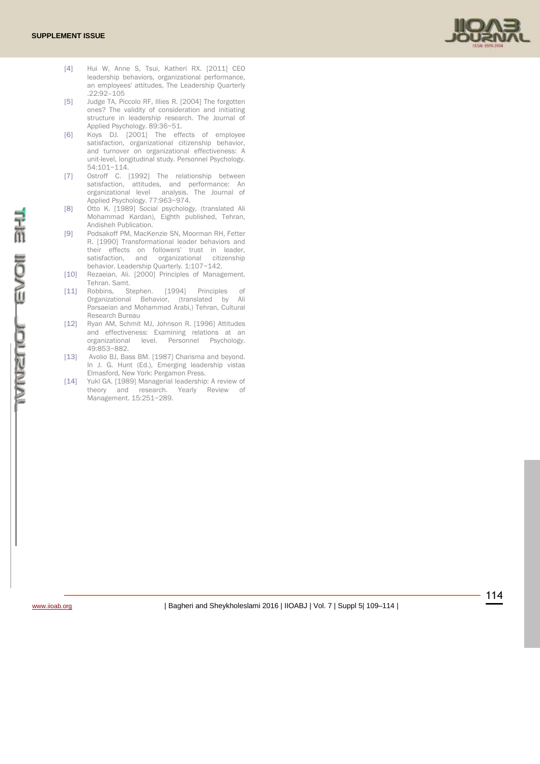[4] Hui W, Anne S, Tsui, Katheri RX. [2011] CEO leadership behaviors, organizational performance, an employees' attitudes, The Leadership Quarterly .22:92–105

[5] Judge TA, Piccolo RF, Illies R. [2004] The forgotten ones? The validity of consideration and initiating structure in leadership research. The Journal of Applied Psychology. 89:36–51.

[6] Koys DJ. [2001] The effects of employee satisfaction, organizational citizenship behavior, and turnover on organizational effectiveness: A unit-level, longitudinal study. Personnel Psychology. 54:101–114.

[7] Ostroff C. [1992] The relationship between satisfaction, attitudes, and performance: An organizational level analysis. The Journal of Applied Psychology. 77:963–974.

[8] Otto K. [1989] Social psychology, (translated Ali Mohammad Kardan), Eighth published, Tehran, Andisheh Publication.

[9] Podsakoff PM, MacKenzie SN, Moorman RH, Fetter R. [1990] Transformational leader behaviors and their effects on followers' trust in leader, satisfaction, and organizational citizenship behavior. Leadership Quarterly. 1:107–142.

[10] Rezaeian, Ali. [2000] Principles of Management. Tehran. Samt.

[11] Robbins, Stephen. [1994] Principles of Organizational Behavior, (translated by Ali Parsaeian and Mohammad Arabi,) Tehran, Cultural Research Bureau

[12] Ryan AM, Schmit MJ, Johnson R. [1996] Attitudes and effectiveness: Examining relations at an organizational level. Personnel Psychology. 49:853–882.

[13] Avolio BJ, Bass BM. [1987] Charisma and beyond. In J. G. Hunt (Ed.), Emerging leadership vistas Elmasford, New York: Pergamon Press.

[14] Yukl GA. [1989] Managerial leadership: A review of theory and research. Yearly Review of Management. 15:251–289.